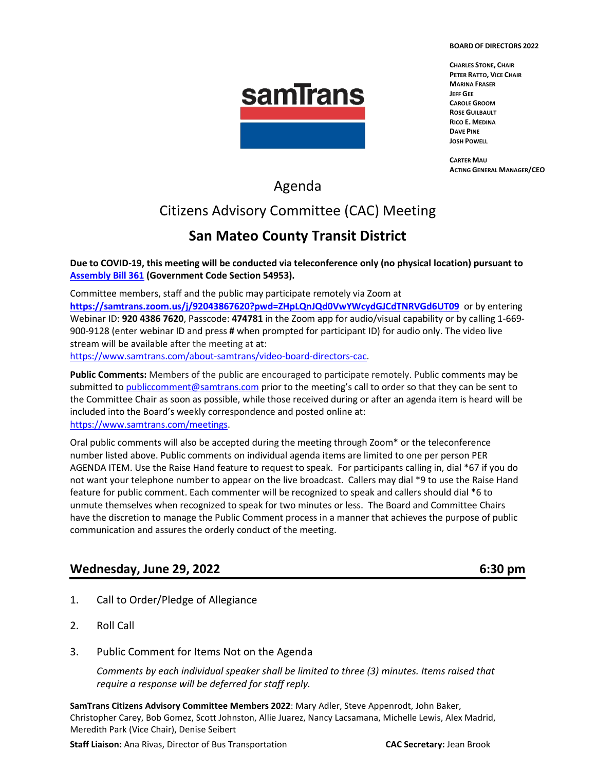**BOARD OF DIRECTORS 2022**

CHARLES STONE, CHAIR
PETER RATTO, VICE CHAIR
MARINA FRASER
JEFF GEE
CAROLE GROOM
ROSE GUILBAULT
RICO E. MEDINA
DAVE PINE
JOSH POWELL

CARTER MAU
ACTING GENERAL MANAGER/CEO

# Agenda

## Citizens Advisory Committee (CAC) Meeting

## San Mateo County Transit District

**Due to COVID-19, this meeting will be conducted via teleconference only (no physical location) pursuant to Assembly Bill 361 (Government Code Section 54953).**

Committee members, staff and the public may participate remotely via Zoom at **https://samtrans.zoom.us/j/92043867620?pwd=ZHpLQnJQd0VwYWcydGJCdTNRVGd6UT09** or by entering Webinar ID: **920 4386 7620**, Passcode: **474781** in the Zoom app for audio/visual capability or by calling 1-669-900-9128 (enter webinar ID and press **#** when prompted for participant ID) for audio only. The video live stream will be available after the meeting at at: https://www.samtrans.com/about-samtrans/video-board-directors-cac.

**Public Comments:** Members of the public are encouraged to participate remotely. Public comments may be submitted to publiccomment@samtrans.com prior to the meeting's call to order so that they can be sent to the Committee Chair as soon as possible, while those received during or after an agenda item is heard will be included into the Board's weekly correspondence and posted online at: https://www.samtrans.com/meetings.

Oral public comments will also be accepted during the meeting through Zoom* or the teleconference number listed above. Public comments on individual agenda items are limited to one per person PER AGENDA ITEM. Use the Raise Hand feature to request to speak. For participants calling in, dial *67 if you do not want your telephone number to appear on the live broadcast. Callers may dial *9 to use the Raise Hand feature for public comment. Each commenter will be recognized to speak and callers should dial *6 to unmute themselves when recognized to speak for two minutes or less. The Board and Committee Chairs have the discretion to manage the Public Comment process in a manner that achieves the purpose of public communication and assures the orderly conduct of the meeting.

## Wednesday, June 29, 2022 — 6:30 pm

1. Call to Order/Pledge of Allegiance
2. Roll Call
3. Public Comment for Items Not on the Agenda

   *Comments by each individual speaker shall be limited to three (3) minutes. Items raised that require a response will be deferred for staff reply.*

**SamTrans Citizens Advisory Committee Members 2022**: Mary Adler, Steve Appenrodt, John Baker, Christopher Carey, Bob Gomez, Scott Johnston, Allie Juarez, Nancy Lacsamana, Michelle Lewis, Alex Madrid, Meredith Park (Vice Chair), Denise Seibert

**Staff Liaison:** Ana Rivas, Director of Bus Transportation

**CAC Secretary:** Jean Brook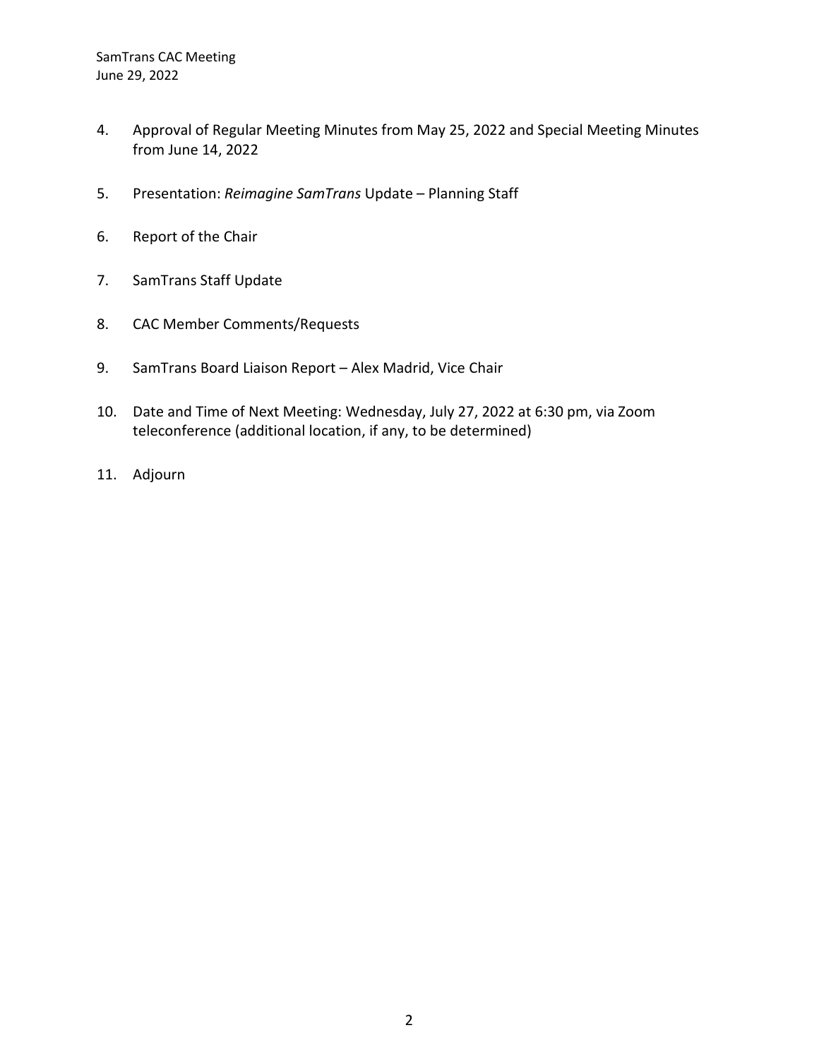4. Approval of Regular Meeting Minutes from May 25, 2022 and Special Meeting Minutes from June 14, 2022

5. Presentation: *Reimagine SamTrans* Update – Planning Staff

6. Report of the Chair

7. SamTrans Staff Update

8. CAC Member Comments/Requests

9. SamTrans Board Liaison Report – Alex Madrid, Vice Chair

10. Date and Time of Next Meeting: Wednesday, July 27, 2022 at 6:30 pm, via Zoom teleconference (additional location, if any, to be determined)

11. Adjourn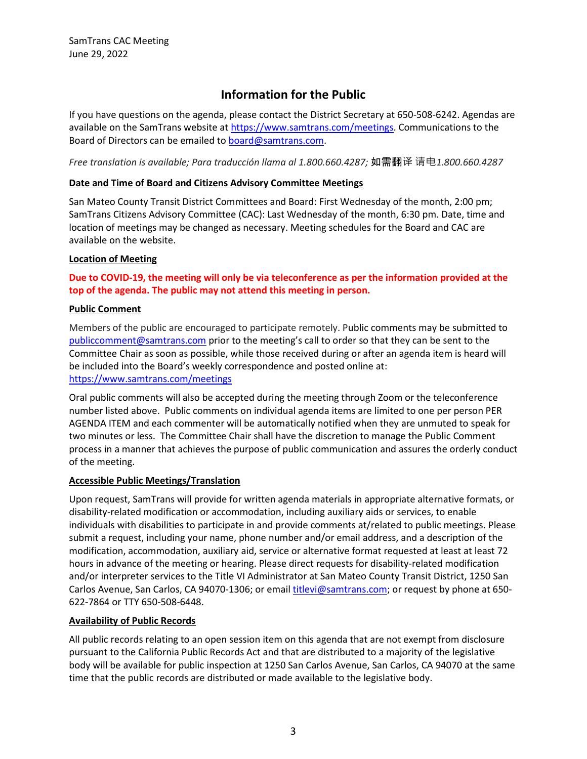SamTrans CAC Meeting
June 29, 2022

# Information for the Public

If you have questions on the agenda, please contact the District Secretary at 650-508-6242. Agendas are available on the SamTrans website at https://www.samtrans.com/meetings. Communications to the Board of Directors can be emailed to board@samtrans.com.

*Free translation is available; Para traducción llama al 1.800.660.4287;* 如需翻译 请电*1.800.660.4287*

**Date and Time of Board and Citizens Advisory Committee Meetings**

San Mateo County Transit District Committees and Board: First Wednesday of the month, 2:00 pm; SamTrans Citizens Advisory Committee (CAC): Last Wednesday of the month, 6:30 pm. Date, time and location of meetings may be changed as necessary. Meeting schedules for the Board and CAC are available on the website.

**Location of Meeting**

**Due to COVID-19, the meeting will only be via teleconference as per the information provided at the top of the agenda. The public may not attend this meeting in person.**

**Public Comment**

Members of the public are encouraged to participate remotely. Public comments may be submitted to publiccomment@samtrans.com prior to the meeting's call to order so that they can be sent to the Committee Chair as soon as possible, while those received during or after an agenda item is heard will be included into the Board's weekly correspondence and posted online at: https://www.samtrans.com/meetings

Oral public comments will also be accepted during the meeting through Zoom or the teleconference number listed above. Public comments on individual agenda items are limited to one per person PER AGENDA ITEM and each commenter will be automatically notified when they are unmuted to speak for two minutes or less. The Committee Chair shall have the discretion to manage the Public Comment process in a manner that achieves the purpose of public communication and assures the orderly conduct of the meeting.

**Accessible Public Meetings/Translation**

Upon request, SamTrans will provide for written agenda materials in appropriate alternative formats, or disability-related modification or accommodation, including auxiliary aids or services, to enable individuals with disabilities to participate in and provide comments at/related to public meetings. Please submit a request, including your name, phone number and/or email address, and a description of the modification, accommodation, auxiliary aid, service or alternative format requested at least at least 72 hours in advance of the meeting or hearing. Please direct requests for disability-related modification and/or interpreter services to the Title VI Administrator at San Mateo County Transit District, 1250 San Carlos Avenue, San Carlos, CA 94070-1306; or email titlevi@samtrans.com; or request by phone at 650-622-7864 or TTY 650-508-6448.

**Availability of Public Records**

All public records relating to an open session item on this agenda that are not exempt from disclosure pursuant to the California Public Records Act and that are distributed to a majority of the legislative body will be available for public inspection at 1250 San Carlos Avenue, San Carlos, CA 94070 at the same time that the public records are distributed or made available to the legislative body.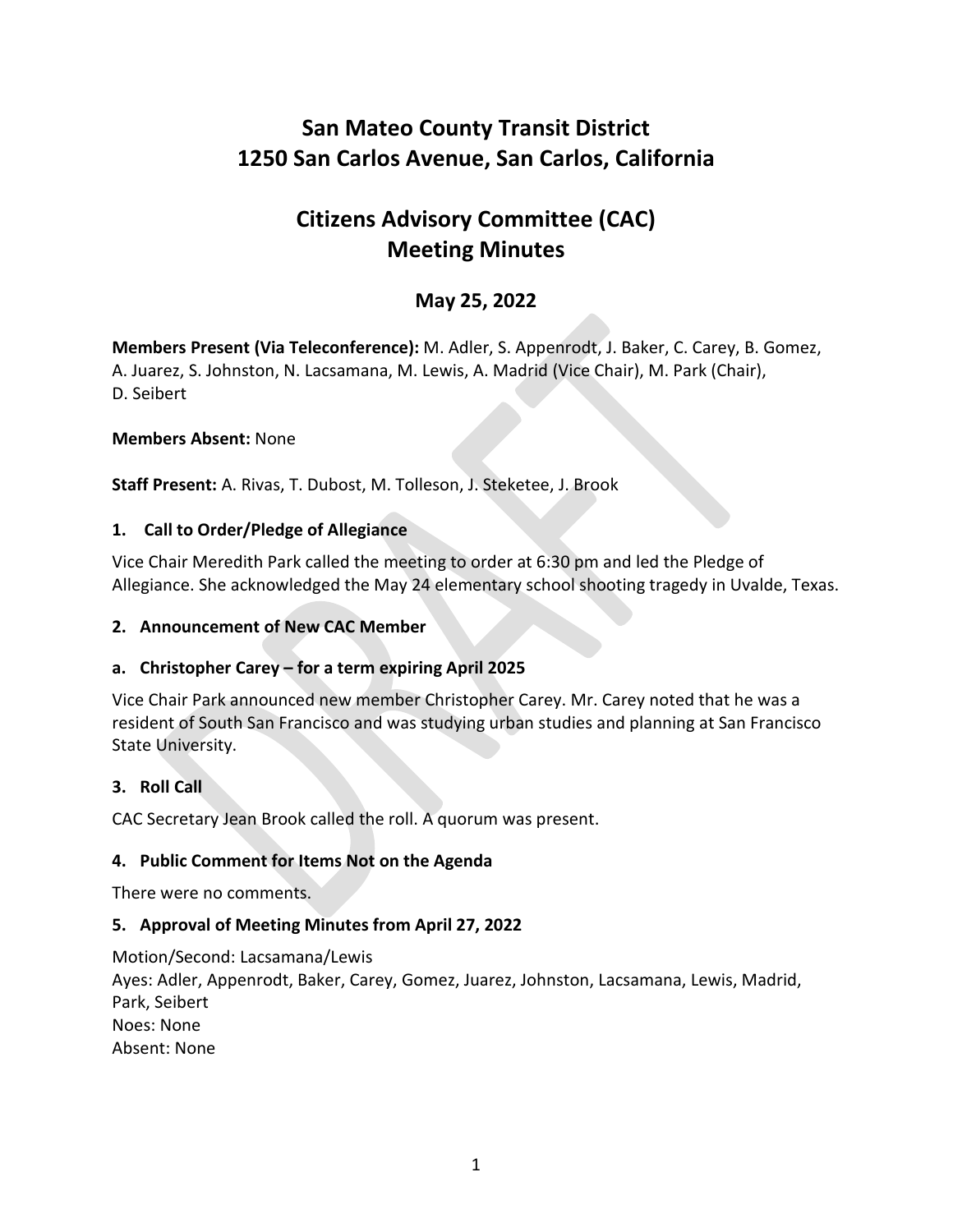# San Mateo County Transit District
# 1250 San Carlos Avenue, San Carlos, California

## Citizens Advisory Committee (CAC)
## Meeting Minutes

### May 25, 2022

**Members Present (Via Teleconference):** M. Adler, S. Appenrodt, J. Baker, C. Carey, B. Gomez, A. Juarez, S. Johnston, N. Lacsamana, M. Lewis, A. Madrid (Vice Chair), M. Park (Chair), D. Seibert

**Members Absent:** None

**Staff Present:** A. Rivas, T. Dubost, M. Tolleson, J. Steketee, J. Brook

### 1. Call to Order/Pledge of Allegiance

Vice Chair Meredith Park called the meeting to order at 6:30 pm and led the Pledge of Allegiance. She acknowledged the May 24 elementary school shooting tragedy in Uvalde, Texas.

### 2. Announcement of New CAC Member

### a. Christopher Carey – for a term expiring April 2025

Vice Chair Park announced new member Christopher Carey. Mr. Carey noted that he was a resident of South San Francisco and was studying urban studies and planning at San Francisco State University.

### 3. Roll Call

CAC Secretary Jean Brook called the roll. A quorum was present.

### 4. Public Comment for Items Not on the Agenda

There were no comments.

### 5. Approval of Meeting Minutes from April 27, 2022

Motion/Second: Lacsamana/Lewis
Ayes: Adler, Appenrodt, Baker, Carey, Gomez, Juarez, Johnston, Lacsamana, Lewis, Madrid, Park, Seibert
Noes: None
Absent: None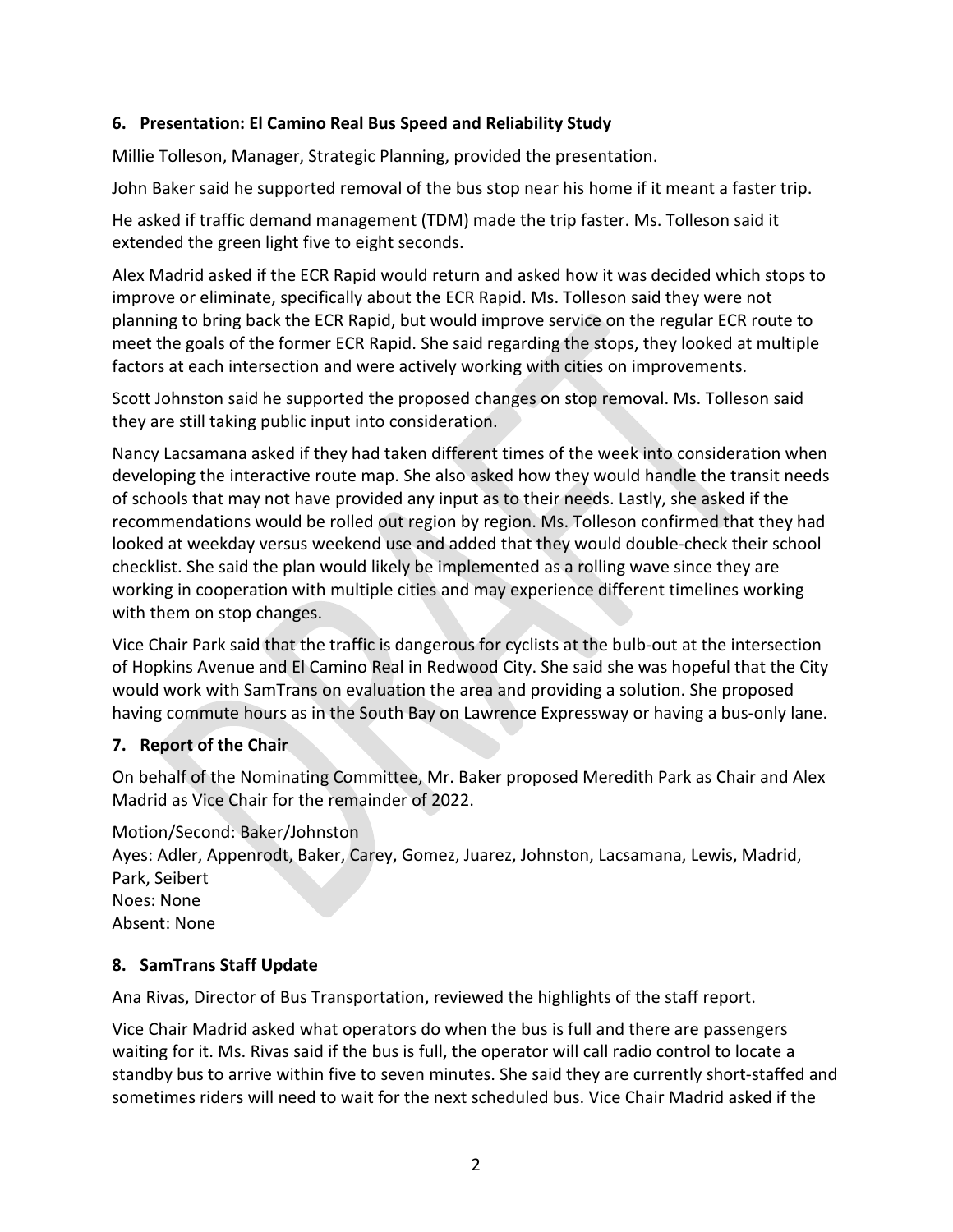### 6. Presentation: El Camino Real Bus Speed and Reliability Study

Millie Tolleson, Manager, Strategic Planning, provided the presentation.

John Baker said he supported removal of the bus stop near his home if it meant a faster trip.

He asked if traffic demand management (TDM) made the trip faster. Ms. Tolleson said it extended the green light five to eight seconds.

Alex Madrid asked if the ECR Rapid would return and asked how it was decided which stops to improve or eliminate, specifically about the ECR Rapid. Ms. Tolleson said they were not planning to bring back the ECR Rapid, but would improve service on the regular ECR route to meet the goals of the former ECR Rapid. She said regarding the stops, they looked at multiple factors at each intersection and were actively working with cities on improvements.

Scott Johnston said he supported the proposed changes on stop removal. Ms. Tolleson said they are still taking public input into consideration.

Nancy Lacsamana asked if they had taken different times of the week into consideration when developing the interactive route map. She also asked how they would handle the transit needs of schools that may not have provided any input as to their needs. Lastly, she asked if the recommendations would be rolled out region by region. Ms. Tolleson confirmed that they had looked at weekday versus weekend use and added that they would double-check their school checklist. She said the plan would likely be implemented as a rolling wave since they are working in cooperation with multiple cities and may experience different timelines working with them on stop changes.

Vice Chair Park said that the traffic is dangerous for cyclists at the bulb-out at the intersection of Hopkins Avenue and El Camino Real in Redwood City. She said she was hopeful that the City would work with SamTrans on evaluation the area and providing a solution. She proposed having commute hours as in the South Bay on Lawrence Expressway or having a bus-only lane.

### 7. Report of the Chair

On behalf of the Nominating Committee, Mr. Baker proposed Meredith Park as Chair and Alex Madrid as Vice Chair for the remainder of 2022.

Motion/Second: Baker/Johnston
Ayes: Adler, Appenrodt, Baker, Carey, Gomez, Juarez, Johnston, Lacsamana, Lewis, Madrid, Park, Seibert
Noes: None
Absent: None

### 8. SamTrans Staff Update

Ana Rivas, Director of Bus Transportation, reviewed the highlights of the staff report.

Vice Chair Madrid asked what operators do when the bus is full and there are passengers waiting for it. Ms. Rivas said if the bus is full, the operator will call radio control to locate a standby bus to arrive within five to seven minutes. She said they are currently short-staffed and sometimes riders will need to wait for the next scheduled bus. Vice Chair Madrid asked if the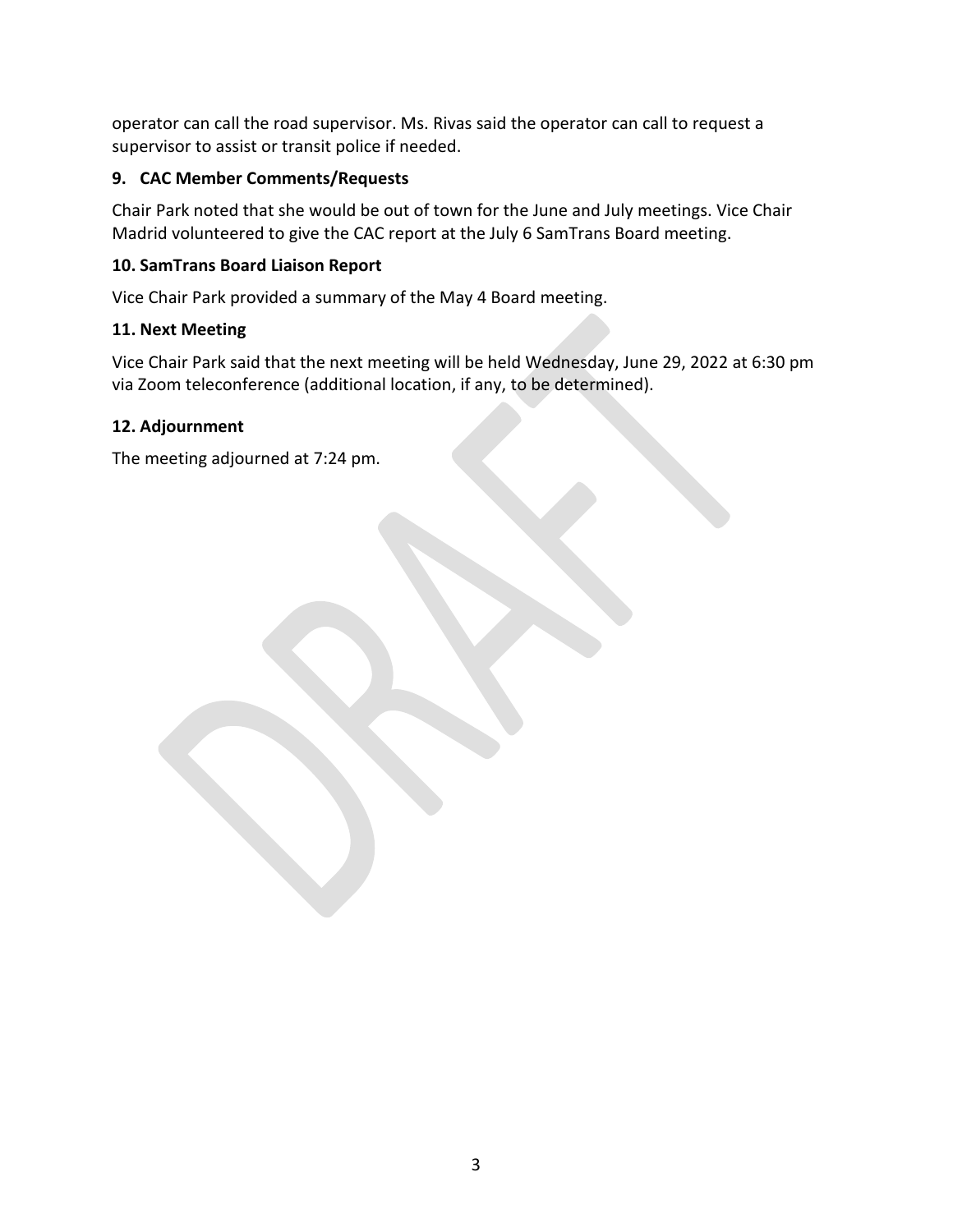operator can call the road supervisor. Ms. Rivas said the operator can call to request a supervisor to assist or transit police if needed.

**9. CAC Member Comments/Requests**

Chair Park noted that she would be out of town for the June and July meetings. Vice Chair Madrid volunteered to give the CAC report at the July 6 SamTrans Board meeting.

**10. SamTrans Board Liaison Report**

Vice Chair Park provided a summary of the May 4 Board meeting.

**11. Next Meeting**

Vice Chair Park said that the next meeting will be held Wednesday, June 29, 2022 at 6:30 pm via Zoom teleconference (additional location, if any, to be determined).

**12. Adjournment**

The meeting adjourned at 7:24 pm.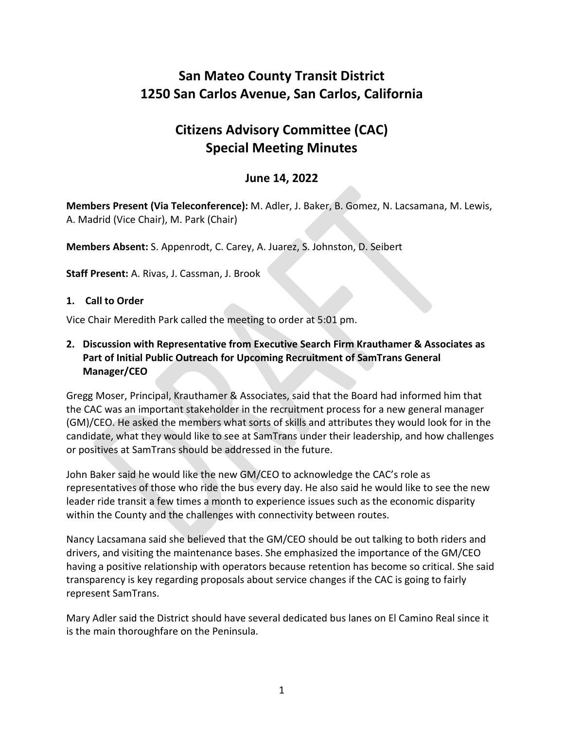# San Mateo County Transit District
# 1250 San Carlos Avenue, San Carlos, California

# Citizens Advisory Committee (CAC)
# Special Meeting Minutes

## June 14, 2022

**Members Present (Via Teleconference):** M. Adler, J. Baker, B. Gomez, N. Lacsamana, M. Lewis, A. Madrid (Vice Chair), M. Park (Chair)

**Members Absent:** S. Appenrodt, C. Carey, A. Juarez, S. Johnston, D. Seibert

**Staff Present:** A. Rivas, J. Cassman, J. Brook

**1. Call to Order**

Vice Chair Meredith Park called the meeting to order at 5:01 pm.

**2. Discussion with Representative from Executive Search Firm Krauthamer & Associates as Part of Initial Public Outreach for Upcoming Recruitment of SamTrans General Manager/CEO**

Gregg Moser, Principal, Krauthamer & Associates, said that the Board had informed him that the CAC was an important stakeholder in the recruitment process for a new general manager (GM)/CEO. He asked the members what sorts of skills and attributes they would look for in the candidate, what they would like to see at SamTrans under their leadership, and how challenges or positives at SamTrans should be addressed in the future.

John Baker said he would like the new GM/CEO to acknowledge the CAC's role as representatives of those who ride the bus every day. He also said he would like to see the new leader ride transit a few times a month to experience issues such as the economic disparity within the County and the challenges with connectivity between routes.

Nancy Lacsamana said she believed that the GM/CEO should be out talking to both riders and drivers, and visiting the maintenance bases. She emphasized the importance of the GM/CEO having a positive relationship with operators because retention has become so critical. She said transparency is key regarding proposals about service changes if the CAC is going to fairly represent SamTrans.

Mary Adler said the District should have several dedicated bus lanes on El Camino Real since it is the main thoroughfare on the Peninsula.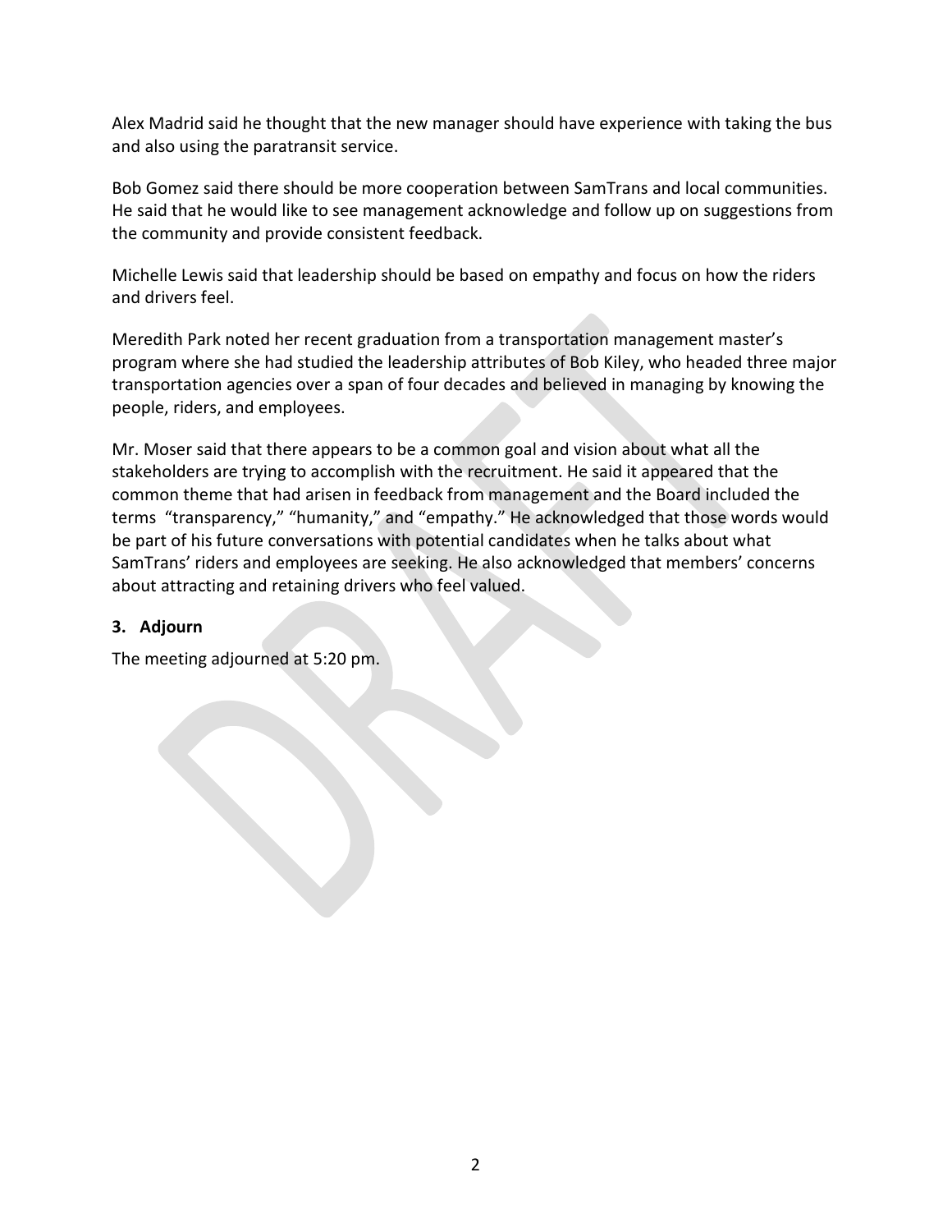Alex Madrid said he thought that the new manager should have experience with taking the bus and also using the paratransit service.

Bob Gomez said there should be more cooperation between SamTrans and local communities. He said that he would like to see management acknowledge and follow up on suggestions from the community and provide consistent feedback.

Michelle Lewis said that leadership should be based on empathy and focus on how the riders and drivers feel.

Meredith Park noted her recent graduation from a transportation management master's program where she had studied the leadership attributes of Bob Kiley, who headed three major transportation agencies over a span of four decades and believed in managing by knowing the people, riders, and employees.

Mr. Moser said that there appears to be a common goal and vision about what all the stakeholders are trying to accomplish with the recruitment. He said it appeared that the common theme that had arisen in feedback from management and the Board included the terms "transparency," "humanity," and "empathy." He acknowledged that those words would be part of his future conversations with potential candidates when he talks about what SamTrans' riders and employees are seeking. He also acknowledged that members' concerns about attracting and retaining drivers who feel valued.

### 3. Adjourn

The meeting adjourned at 5:20 pm.